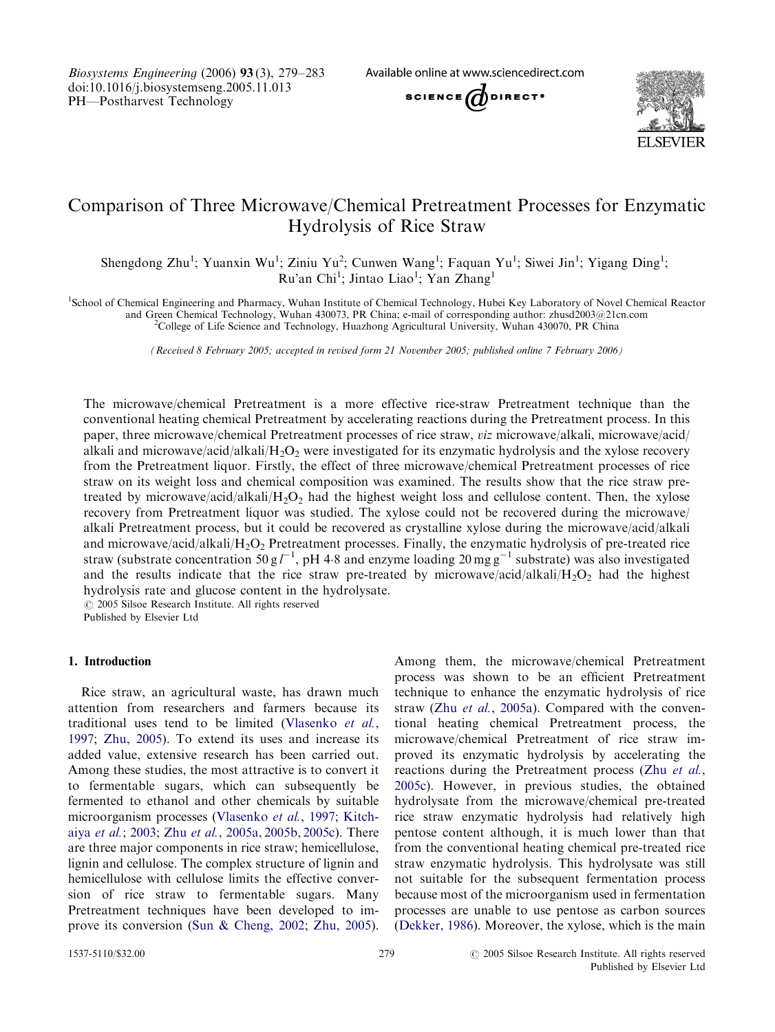# Comparison of Three Microwave/Chemical Pretreatment Processes for Enzymatic Hydrolysis of Rice Straw

Shengdong Zhu[1]; Yuanxin Wu[1]; Ziniu Yu[2]; Cunwen Wang[1]; Faquan Yu[1]; Siwei Jin[1]; Yigang Ding[1]; Ru'an Chi[1]; Jintao Liao[1]; Yan Zhang[1]

[1]School of Chemical Engineering and Pharmacy, Wuhan Institute of Chemical Technology, Hubei Key Laboratory of Novel Chemical Reactor and Green Chemical Technology, Wuhan 430073, PR China; e-mail of corresponding author: zhusd2003@21cn.com

[2]College of Life Science and Technology, Huazhong Agricultural University, Wuhan 430070, PR China

*(Received 8 February 2005; accepted in revised form 21 November 2005; published online 7 February 2006)*

The microwave/chemical Pretreatment is a more effective rice-straw Pretreatment technique than the conventional heating chemical Pretreatment by accelerating reactions during the Pretreatment process. In this paper, three microwave/chemical Pretreatment processes of rice straw, *viz* microwave/alkali, microwave/acid/alkali and microwave/acid/alkali/$H_2O_2$ were investigated for its enzymatic hydrolysis and the xylose recovery from the Pretreatment liquor. Firstly, the effect of three microwave/chemical Pretreatment processes of rice straw on its weight loss and chemical composition was examined. The results show that the rice straw pre-treated by microwave/acid/alkali/$H_2O_2$ had the highest weight loss and cellulose content. Then, the xylose recovery from Pretreatment liquor was studied. The xylose could not be recovered during the microwave/alkali Pretreatment process, but it could be recovered as crystalline xylose during the microwave/acid/alkali and microwave/acid/alkali/$H_2O_2$ Pretreatment processes. Finally, the enzymatic hydrolysis of pre-treated rice straw (substrate concentration $50\,g\,l^{-1}$, pH 4·8 and enzyme loading $20\,mg\,g^{-1}$ substrate) was also investigated and the results indicate that the rice straw pre-treated by microwave/acid/alkali/$H_2O_2$ had the highest hydrolysis rate and glucose content in the hydrolysate.

© 2005 Silsoe Research Institute. All rights reserved

Published by Elsevier Ltd

## 1. Introduction

Rice straw, an agricultural waste, has drawn much attention from researchers and farmers because its traditional uses tend to be limited (Vlasenko *et al.*, 1997; Zhu, 2005). To extend its uses and increase its added value, extensive research has been carried out. Among these studies, the most attractive is to convert it to fermentable sugars, which can subsequently be fermented to ethanol and other chemicals by suitable microorganism processes (Vlasenko *et al.*, 1997; Kitchaiya *et al.*; 2003; Zhu *et al.*, 2005a, 2005b, 2005c). There are three major components in rice straw; hemicellulose, lignin and cellulose. The complex structure of lignin and hemicellulose with cellulose limits the effective conversion of rice straw to fermentable sugars. Many Pretreatment techniques have been developed to improve its conversion (Sun & Cheng, 2002; Zhu, 2005). Among them, the microwave/chemical Pretreatment process was shown to be an efficient Pretreatment technique to enhance the enzymatic hydrolysis of rice straw (Zhu *et al.*, 2005a). Compared with the conventional heating chemical Pretreatment process, the microwave/chemical Pretreatment of rice straw improved its enzymatic hydrolysis by accelerating the reactions during the Pretreatment process (Zhu *et al.*, 2005c). However, in previous studies, the obtained hydrolysate from the microwave/chemical pre-treated rice straw enzymatic hydrolysis had relatively high pentose content although, it is much lower than that from the conventional heating chemical pre-treated rice straw enzymatic hydrolysis. This hydrolysate was still not suitable for the subsequent fermentation process because most of the microorganism used in fermentation processes are unable to use pentose as carbon sources (Dekker, 1986). Moreover, the xylose, which is the main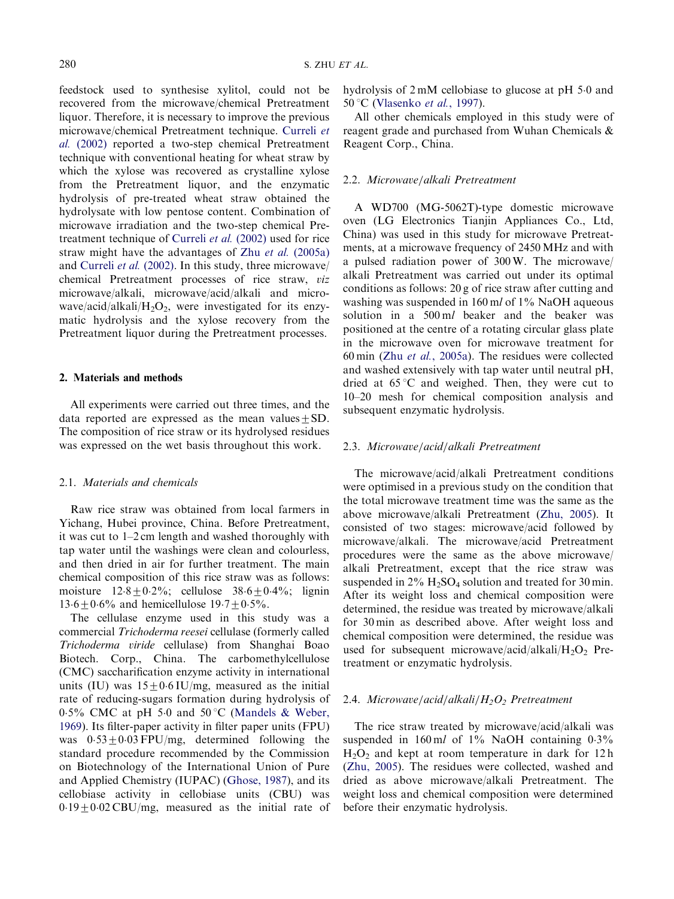feedstock used to synthesise xylitol, could not be recovered from the microwave/chemical Pretreatment liquor. Therefore, it is necessary to improve the previous microwave/chemical Pretreatment technique. Curreli *et al.* (2002) reported a two-step chemical Pretreatment technique with conventional heating for wheat straw by which the xylose was recovered as crystalline xylose from the Pretreatment liquor, and the enzymatic hydrolysis of pre-treated wheat straw obtained the hydrolysate with low pentose content. Combination of microwave irradiation and the two-step chemical Pretreatment technique of Curreli *et al.* (2002) used for rice straw might have the advantages of Zhu *et al.* (2005a) and Curreli *et al.* (2002). In this study, three microwave/chemical Pretreatment processes of rice straw, *viz* microwave/alkali, microwave/acid/alkali and microwave/acid/alkali/$H_2O_2$, were investigated for its enzymatic hydrolysis and the xylose recovery from the Pretreatment liquor during the Pretreatment processes.

## 2. Materials and methods

All experiments were carried out three times, and the data reported are expressed as the mean values ± SD. The composition of rice straw or its hydrolysed residues was expressed on the wet basis throughout this work.

### 2.1. *Materials and chemicals*

Raw rice straw was obtained from local farmers in Yichang, Hubei province, China. Before Pretreatment, it was cut to 1–2 cm length and washed thoroughly with tap water until the washings were clean and colourless, and then dried in air for further treatment. The main chemical composition of this rice straw was as follows: moisture 12·8 ± 0·2%; cellulose 38·6 ± 0·4%; lignin 13·6 ± 0·6% and hemicellulose 19·7 ± 0·5%.

The cellulase enzyme used in this study was a commercial *Trichoderma reesei* cellulase (formerly called *Trichoderma viride* cellulase) from Shanghai Boao Biotech. Corp., China. The carbomethylcellulose (CMC) saccharification enzyme activity in international units (IU) was 15 ± 0·6 IU/mg, measured as the initial rate of reducing-sugars formation during hydrolysis of 0·5% CMC at pH 5·0 and 50 °C (Mandels & Weber, 1969). Its filter-paper activity in filter paper units (FPU) was 0·53 ± 0·03 FPU/mg, determined following the standard procedure recommended by the Commission on Biotechnology of the International Union of Pure and Applied Chemistry (IUPAC) (Ghose, 1987), and its cellobiase activity in cellobiase units (CBU) was 0·19 ± 0·02 CBU/mg, measured as the initial rate of hydrolysis of 2 mM cellobiase to glucose at pH 5·0 and 50 °C (Vlasenko *et al.*, 1997).

All other chemicals employed in this study were of reagent grade and purchased from Wuhan Chemicals & Reagent Corp., China.

### 2.2. *Microwave/alkali Pretreatment*

A WD700 (MG-5062T)-type domestic microwave oven (LG Electronics Tianjin Appliances Co., Ltd, China) was used in this study for microwave Pretreatments, at a microwave frequency of 2450 MHz and with a pulsed radiation power of 300 W. The microwave/alkali Pretreatment was carried out under its optimal conditions as follows: 20 g of rice straw after cutting and washing was suspended in 160 m*l* of 1% NaOH aqueous solution in a 500 m*l* beaker and the beaker was positioned at the centre of a rotating circular glass plate in the microwave oven for microwave treatment for 60 min (Zhu *et al.*, 2005a). The residues were collected and washed extensively with tap water until neutral pH, dried at 65 °C and weighed. Then, they were cut to 10–20 mesh for chemical composition analysis and subsequent enzymatic hydrolysis.

### 2.3. *Microwave/acid/alkali Pretreatment*

The microwave/acid/alkali Pretreatment conditions were optimised in a previous study on the condition that the total microwave treatment time was the same as the above microwave/alkali Pretreatment (Zhu, 2005). It consisted of two stages: microwave/acid followed by microwave/alkali. The microwave/acid Pretreatment procedures were the same as the above microwave/alkali Pretreatment, except that the rice straw was suspended in 2% $H_2SO_4$ solution and treated for 30 min. After its weight loss and chemical composition were determined, the residue was treated by microwave/alkali for 30 min as described above. After weight loss and chemical composition were determined, the residue was used for subsequent microwave/acid/alkali/$H_2O_2$ Pretreatment or enzymatic hydrolysis.

### 2.4. *Microwave/acid/alkali/$H_2O_2$ Pretreatment*

The rice straw treated by microwave/acid/alkali was suspended in 160 m*l* of 1% NaOH containing 0·3% $H_2O_2$ and kept at room temperature in dark for 12 h (Zhu, 2005). The residues were collected, washed and dried as above microwave/alkali Pretreatment. The weight loss and chemical composition were determined before their enzymatic hydrolysis.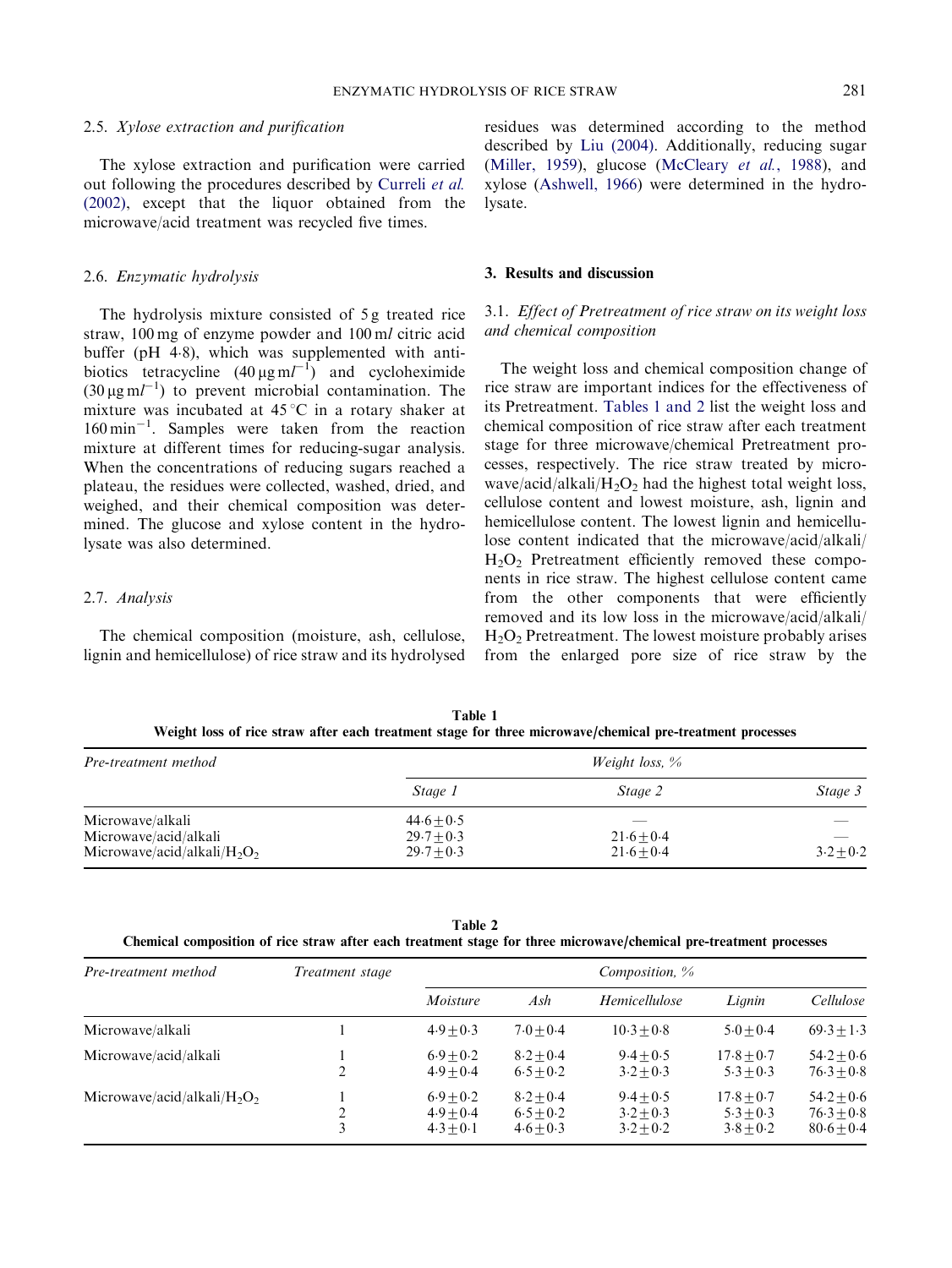### 2.5. *Xylose extraction and purification*

The xylose extraction and purification were carried out following the procedures described by Curreli *et al.* (2002), except that the liquor obtained from the microwave/acid treatment was recycled five times.

### 2.6. *Enzymatic hydrolysis*

The hydrolysis mixture consisted of 5 g treated rice straw, 100 mg of enzyme powder and 100 m*l* citric acid buffer (pH 4·8), which was supplemented with antibiotics tetracycline (40 $\mu$g m$l^{-1}$) and cycloheximide (30 $\mu$g m$l^{-1}$) to prevent microbial contamination. The mixture was incubated at 45 °C in a rotary shaker at 160 $\text{min}^{-1}$. Samples were taken from the reaction mixture at different times for reducing-sugar analysis. When the concentrations of reducing sugars reached a plateau, the residues were collected, washed, dried, and weighed, and their chemical composition was determined. The glucose and xylose content in the hydrolysate was also determined.

### 2.7. *Analysis*

The chemical composition (moisture, ash, cellulose, lignin and hemicellulose) of rice straw and its hydrolysed residues was determined according to the method described by Liu (2004). Additionally, reducing sugar (Miller, 1959), glucose (McCleary *et al.*, 1988), and xylose (Ashwell, 1966) were determined in the hydrolysate.

## 3. Results and discussion

### 3.1. *Effect of Pretreatment of rice straw on its weight loss and chemical composition*

The weight loss and chemical composition change of rice straw are important indices for the effectiveness of its Pretreatment. Tables 1 and 2 list the weight loss and chemical composition of rice straw after each treatment stage for three microwave/chemical Pretreatment processes, respectively. The rice straw treated by microwave/acid/alkali/$H_2O_2$ had the highest total weight loss, cellulose content and lowest moisture, ash, lignin and hemicellulose content. The lowest lignin and hemicellulose content indicated that the microwave/acid/alkali/$H_2O_2$ Pretreatment efficiently removed these components in rice straw. The highest cellulose content came from the other components that were efficiently removed and its low loss in the microwave/acid/alkali/$H_2O_2$ Pretreatment. The lowest moisture probably arises from the enlarged pore size of rice straw by the

**Table 1**
**Weight loss of rice straw after each treatment stage for three microwave/chemical pre-treatment processes**

| *Pre-treatment method* | *Weight loss, %* | | |
|---|---|---|---|
| | *Stage 1* | *Stage 2* | *Stage 3* |
| Microwave/alkali | 44·6 ± 0·5 | — | — |
| Microwave/acid/alkali | 29·7 ± 0·3 | 21·6 ± 0·4 | — |
| Microwave/acid/alkali/$H_2O_2$ | 29·7 ± 0·3 | 21·6 ± 0·4 | 3·2 ± 0·2 |

**Table 2**
**Chemical composition of rice straw after each treatment stage for three microwave/chemical pre-treatment processes**

| *Pre-treatment method* | *Treatment stage* | *Composition, %* | | | | |
|---|---|---|---|---|---|---|
| | | *Moisture* | *Ash* | *Hemicellulose* | *Lignin* | *Cellulose* |
| Microwave/alkali | 1 | 4·9 ± 0·3 | 7·0 ± 0·4 | 10·3 ± 0·8 | 5·0 ± 0·4 | 69·3 ± 1·3 |
| Microwave/acid/alkali | 1 | 6·9 ± 0·2 | 8·2 ± 0·4 | 9·4 ± 0·5 | 17·8 ± 0·7 | 54·2 ± 0·6 |
| | 2 | 4·9 ± 0·4 | 6·5 ± 0·2 | 3·2 ± 0·3 | 5·3 ± 0·3 | 76·3 ± 0·8 |
| Microwave/acid/alkali/$H_2O_2$ | 1 | 6·9 ± 0·2 | 8·2 ± 0·4 | 9·4 ± 0·5 | 17·8 ± 0·7 | 54·2 ± 0·6 |
| | 2 | 4·9 ± 0·4 | 6·5 ± 0·2 | 3·2 ± 0·3 | 5·3 ± 0·3 | 76·3 ± 0·8 |
| | 3 | 4·3 ± 0·1 | 4·6 ± 0·3 | 3·2 ± 0·2 | 3·8 ± 0·2 | 80·6 ± 0·4 |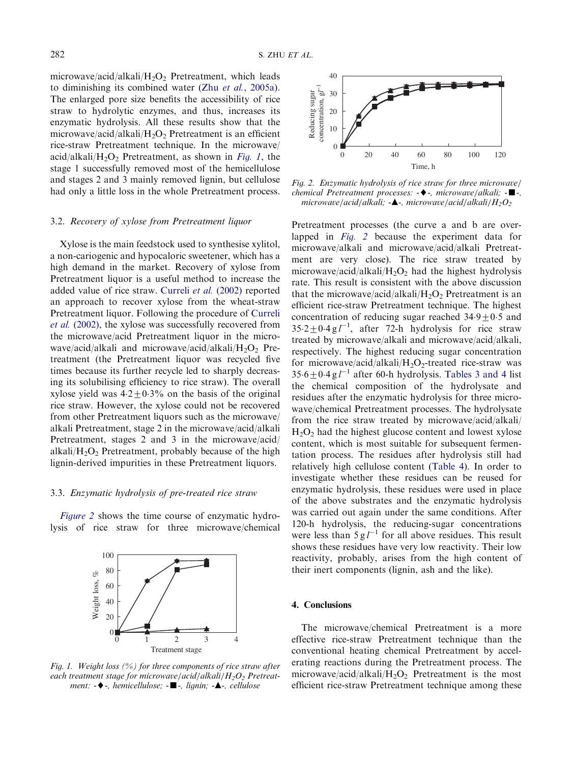microwave/acid/alkali/$H_2O_2$ Pretreatment, which leads to diminishing its combined water (Zhu *et al.*, 2005a). The enlarged pore size benefits the accessibility of rice straw to hydrolytic enzymes, and thus, increases its enzymatic hydrolysis. All these results show that the microwave/acid/alkali/$H_2O_2$ Pretreatment is an efficient rice-straw Pretreatment technique. In the microwave/acid/alkali/$H_2O_2$ Pretreatment, as shown in *Fig. 1*, the stage 1 successfully removed most of the hemicellulose and stages 2 and 3 mainly removed lignin, but cellulose had only a little loss in the whole Pretreatment process.

### 3.2. *Recovery of xylose from Pretreatment liquor*

Xylose is the main feedstock used to synthesise xylitol, a non-cariogenic and hypocaloric sweetener, which has a high demand in the market. Recovery of xylose from Pretreatment liquor is a useful method to increase the added value of rice straw. Curreli *et al.* (2002) reported an approach to recover xylose from the wheat-straw Pretreatment liquor. Following the procedure of Curreli *et al.* (2002), the xylose was successfully recovered from the microwave/acid Pretreatment liquor in the microwave/acid/alkali and microwave/acid/alkali/$H_2O_2$ Pretreatment (the Pretreatment liquor was recycled five times because its further recycle led to sharply decreasing its solubilising efficiency to rice straw). The overall xylose yield was $4{\cdot}2 \pm 0{\cdot}3\%$ on the basis of the original rice straw. However, the xylose could not be recovered from other Pretreatment liquors such as the microwave/alkali Pretreatment, stage 2 in the microwave/acid/alkali Pretreatment, stages 2 and 3 in the microwave/acid/alkali/$H_2O_2$ Pretreatment, probably because of the high lignin-derived impurities in these Pretreatment liquors.

### 3.3. *Enzymatic hydrolysis of pre-treated rice straw*

*Figure 2* shows the time course of enzymatic hydrolysis of rice straw for three microwave/chemical Pretreatment processes (the curve a and b are overlapped in *Fig. 2* because the experiment data for microwave/alkali and microwave/acid/alkali Pretreatment are very close). The rice straw treated by microwave/acid/alkali/$H_2O_2$ had the highest hydrolysis rate. This result is consistent with the above discussion that the microwave/acid/alkali/$H_2O_2$ Pretreatment is an efficient rice-straw Pretreatment technique. The highest concentration of reducing sugar reached $34{\cdot}9 \pm 0{\cdot}5$ and $35{\cdot}2 \pm 0{\cdot}4\ g\,l^{-1}$, after 72-h hydrolysis for rice straw treated by microwave/alkali and microwave/acid/alkali, respectively. The highest reducing sugar concentration for microwave/acid/alkali/$H_2O_2$-treated rice-straw was $35{\cdot}6 \pm 0{\cdot}4\ g\,l^{-1}$ after 60-h hydrolysis. Tables 3 and 4 list the chemical composition of the hydrolysate and residues after the enzymatic hydrolysis for three microwave/chemical Pretreatment processes. The hydrolysate from the rice straw treated by microwave/acid/alkali/$H_2O_2$ had the highest glucose content and lowest xylose content, which is most suitable for subsequent fermentation process. The residues after hydrolysis still had relatively high cellulose content (Table 4). In order to investigate whether these residues can be reused for enzymatic hydrolysis, these residues were used in place of the above substrates and the enzymatic hydrolysis was carried out again under the same conditions. After 120-h hydrolysis, the reducing-sugar concentrations were less than $5\ g\,l^{-1}$ for all above residues. This result shows these residues have very low reactivity. Their low reactivity, probably, arises from the high content of their inert components (lignin, ash and the like).

*Fig. 1. Weight loss (%) for three components of rice straw after each treatment stage for microwave/acid/alkali/$H_2O_2$ Pretreatment: -◆-, hemicellulose; -■-, lignin; -▲-, cellulose*

*Fig. 2. Enzymatic hydrolysis of rice straw for three microwave/chemical Pretreatment processes: -◆-, microwave/alkali; -■-, microwave/acid/alkali; -▲-, microwave/acid/alkali/$H_2O_2$*

## 4. Conclusions

The microwave/chemical Pretreatment is a more effective rice-straw Pretreatment technique than the conventional heating chemical Pretreatment by accelerating reactions during the Pretreatment process. The microwave/acid/alkali/$H_2O_2$ Pretreatment is the most efficient rice-straw Pretreatment technique among these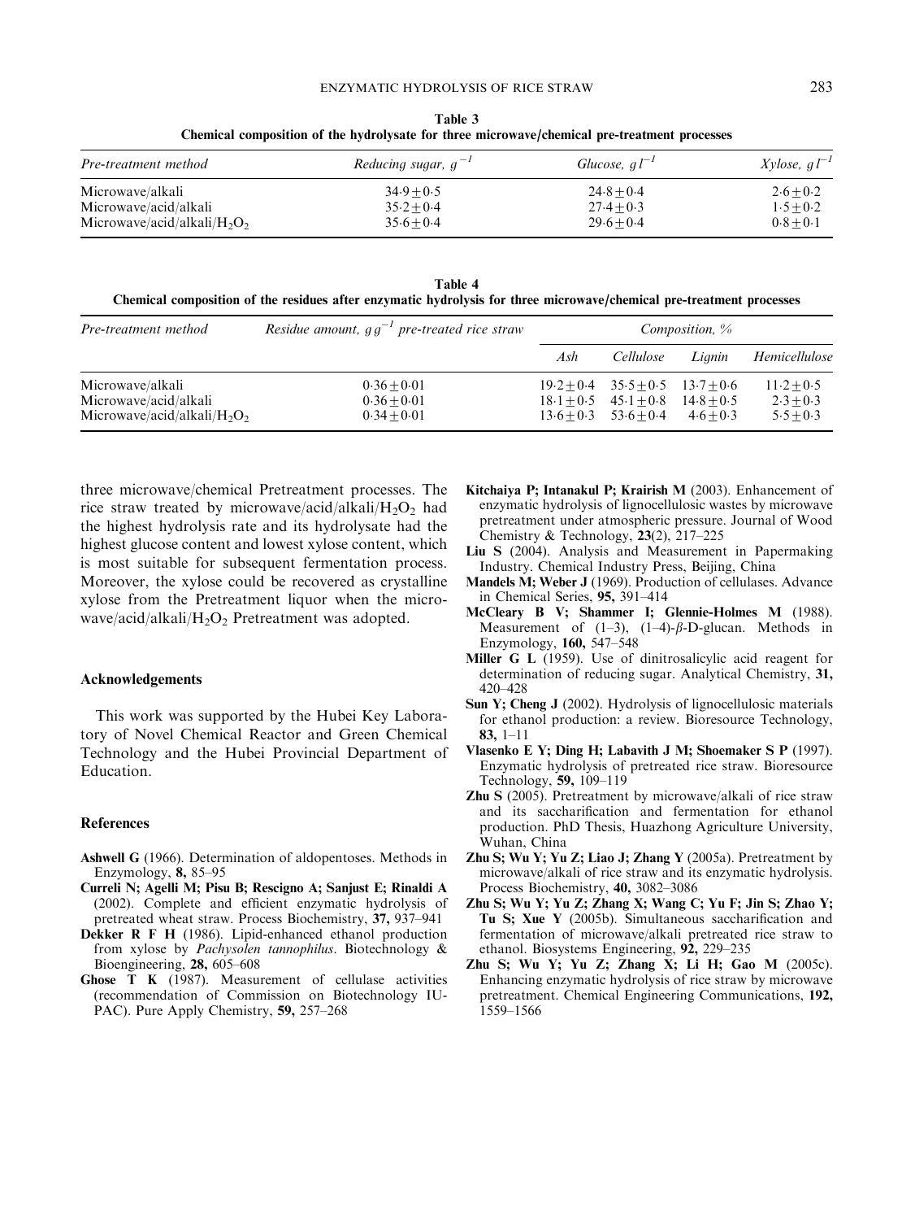Table 3
Chemical composition of the hydrolysate for three microwave/chemical pre-treatment processes

| Pre-treatment method | Reducing sugar, $g^{-1}$ | Glucose, $g\,l^{-1}$ | Xylose, $g\,l^{-1}$ |
|---|---|---|---|
| Microwave/alkali | $34{\cdot}9 \pm 0{\cdot}5$ | $24{\cdot}8 \pm 0{\cdot}4$ | $2{\cdot}6 \pm 0{\cdot}2$ |
| Microwave/acid/alkali | $35{\cdot}2 \pm 0{\cdot}4$ | $27{\cdot}4 \pm 0{\cdot}3$ | $1{\cdot}5 \pm 0{\cdot}2$ |
| Microwave/acid/alkali/$H_2O_2$ | $35{\cdot}6 \pm 0{\cdot}4$ | $29{\cdot}6 \pm 0{\cdot}4$ | $0{\cdot}8 \pm 0{\cdot}1$ |

Table 4
Chemical composition of the residues after enzymatic hydrolysis for three microwave/chemical pre-treatment processes

| Pre-treatment method | Residue amount, $g\,g^{-1}$ pre-treated rice straw | Composition, % | | | |
|---|---|---|---|---|---|
| | | Ash | Cellulose | Lignin | Hemicellulose |
| Microwave/alkali | $0{\cdot}36 \pm 0{\cdot}01$ | $19{\cdot}2 \pm 0{\cdot}4$ | $35{\cdot}5 \pm 0{\cdot}5$ | $13{\cdot}7 \pm 0{\cdot}6$ | $11{\cdot}2 \pm 0{\cdot}5$ |
| Microwave/acid/alkali | $0{\cdot}36 \pm 0{\cdot}01$ | $18{\cdot}1 \pm 0{\cdot}5$ | $45{\cdot}1 \pm 0{\cdot}8$ | $14{\cdot}8 \pm 0{\cdot}5$ | $2{\cdot}3 \pm 0{\cdot}3$ |
| Microwave/acid/alkali/$H_2O_2$ | $0{\cdot}34 \pm 0{\cdot}01$ | $13{\cdot}6 \pm 0{\cdot}3$ | $53{\cdot}6 \pm 0{\cdot}4$ | $4{\cdot}6 \pm 0{\cdot}3$ | $5{\cdot}5 \pm 0{\cdot}3$ |

three microwave/chemical Pretreatment processes. The rice straw treated by microwave/acid/alkali/$H_2O_2$ had the highest hydrolysis rate and its hydrolysate had the highest glucose content and lowest xylose content, which is most suitable for subsequent fermentation process. Moreover, the xylose could be recovered as crystalline xylose from the Pretreatment liquor when the microwave/acid/alkali/$H_2O_2$ Pretreatment was adopted.

## Acknowledgements

This work was supported by the Hubei Key Laboratory of Novel Chemical Reactor and Green Chemical Technology and the Hubei Provincial Department of Education.

## References

**Ashwell G** (1966). Determination of aldopentoses. Methods in Enzymology, **8,** 85–95

**Curreli N; Agelli M; Pisu B; Rescigno A; Sanjust E; Rinaldi A** (2002). Complete and efficient enzymatic hydrolysis of pretreated wheat straw. Process Biochemistry, **37,** 937–941

**Dekker R F H** (1986). Lipid-enhanced ethanol production from xylose by *Pachysolen tannophilus*. Biotechnology & Bioengineering, **28,** 605–608

**Ghose T K** (1987). Measurement of cellulase activities (recommendation of Commission on Biotechnology IUPAC). Pure Apply Chemistry, **59,** 257–268

**Kitchaiya P; Intanakul P; Krairish M** (2003). Enhancement of enzymatic hydrolysis of lignocellulosic wastes by microwave pretreatment under atmospheric pressure. Journal of Wood Chemistry & Technology, **23**(2), 217–225

**Liu S** (2004). Analysis and Measurement in Papermaking Industry. Chemical Industry Press, Beijing, China

**Mandels M; Weber J** (1969). Production of cellulases. Advance in Chemical Series, **95,** 391–414

**McCleary B V; Shammer I; Glennie-Holmes M** (1988). Measurement of (1–3), (1–4)-$\beta$-D-glucan. Methods in Enzymology, **160,** 547–548

**Miller G L** (1959). Use of dinitrosalicylic acid reagent for determination of reducing sugar. Analytical Chemistry, **31,** 420–428

**Sun Y; Cheng J** (2002). Hydrolysis of lignocellulosic materials for ethanol production: a review. Bioresource Technology, **83,** 1–11

**Vlasenko E Y; Ding H; Labavith J M; Shoemaker S P** (1997). Enzymatic hydrolysis of pretreated rice straw. Bioresource Technology, **59,** 109–119

**Zhu S** (2005). Pretreatment by microwave/alkali of rice straw and its saccharification and fermentation for ethanol production. PhD Thesis, Huazhong Agriculture University, Wuhan, China

**Zhu S; Wu Y; Yu Z; Liao J; Zhang Y** (2005a). Pretreatment by microwave/alkali of rice straw and its enzymatic hydrolysis. Process Biochemistry, **40,** 3082–3086

**Zhu S; Wu Y; Yu Z; Zhang X; Wang C; Yu F; Jin S; Zhao Y; Tu S; Xue Y** (2005b). Simultaneous saccharification and fermentation of microwave/alkali pretreated rice straw to ethanol. Biosystems Engineering, **92,** 229–235

**Zhu S; Wu Y; Yu Z; Zhang X; Li H; Gao M** (2005c). Enhancing enzymatic hydrolysis of rice straw by microwave pretreatment. Chemical Engineering Communications, **192,** 1559–1566